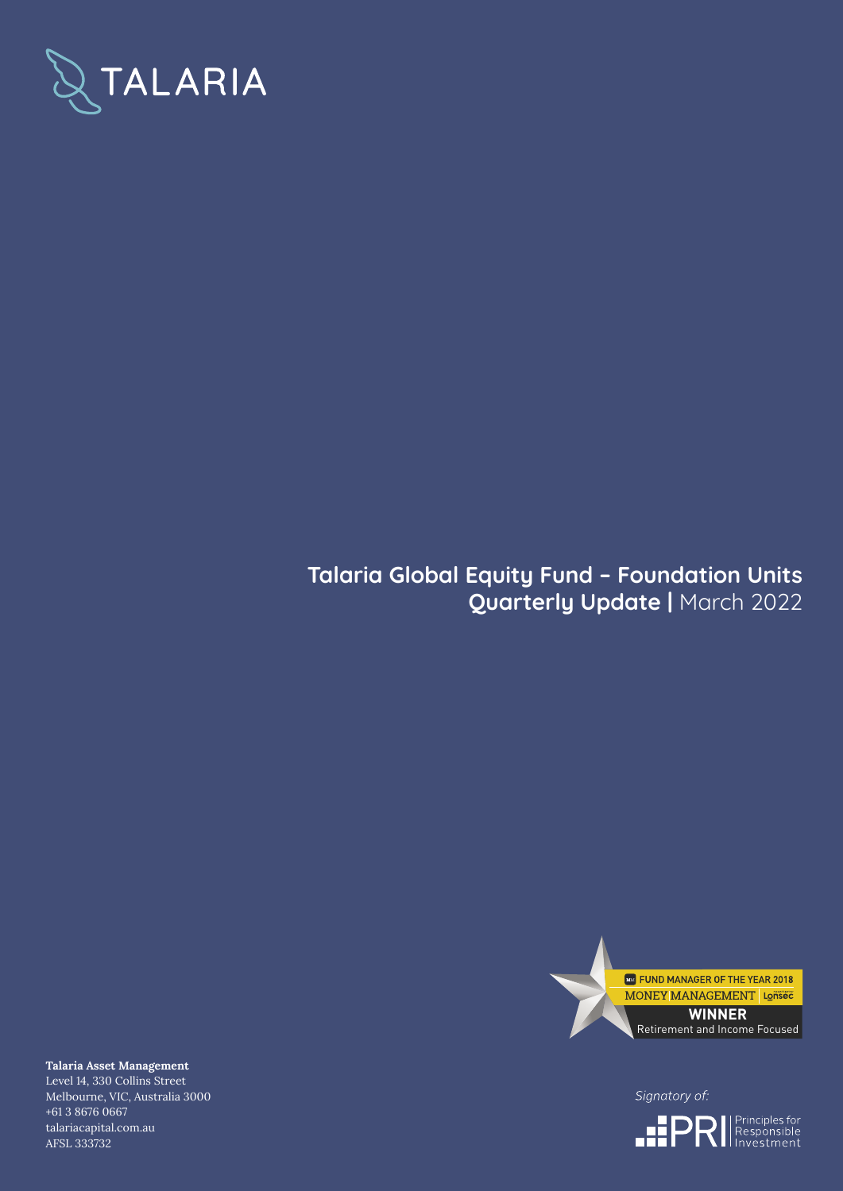TALARIA

# Talaria Global Equity Fund – Foundation Units
## Quarterly Update | March 2022

FUND MANAGER OF THE YEAR 2018
MONEY MANAGEMENT Lonsec
**WINNER**
Retirement and Income Focused

**Talaria Asset Management**
Level 14, 330 Collins Street
Melbourne, VIC, Australia 3000
+61 3 8676 0667
talariacapital.com.au
AFSL 333732

*Signatory of:*
PRI Principles for Responsible Investment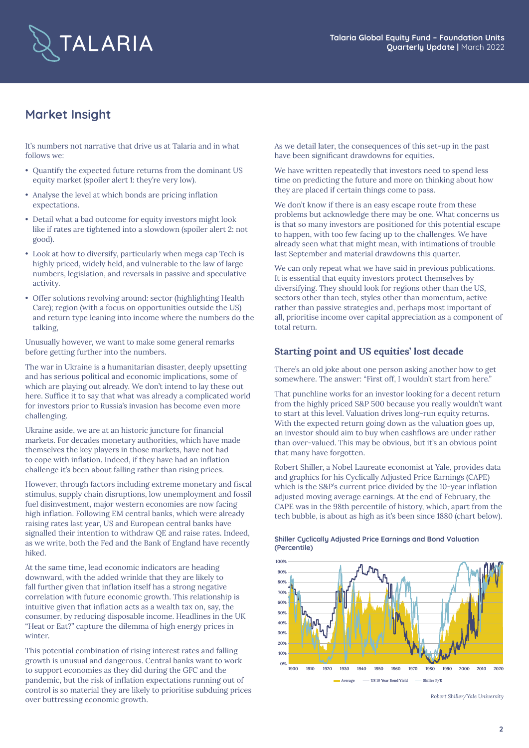## Market Insight

It's numbers not narrative that drive us at Talaria and in what follows we:

- Quantify the expected future returns from the dominant US equity market (spoiler alert 1: they're very low).
- Analyse the level at which bonds are pricing inflation expectations.
- Detail what a bad outcome for equity investors might look like if rates are tightened into a slowdown (spoiler alert 2: not good).
- Look at how to diversify, particularly when mega cap Tech is highly priced, widely held, and vulnerable to the law of large numbers, legislation, and reversals in passive and speculative activity.
- Offer solutions revolving around: sector (highlighting Health Care); region (with a focus on opportunities outside the US) and return type leaning into income where the numbers do the talking,

Unusually however, we want to make some general remarks before getting further into the numbers.

The war in Ukraine is a humanitarian disaster, deeply upsetting and has serious political and economic implications, some of which are playing out already. We don't intend to lay these out here. Suffice it to say that what was already a complicated world for investors prior to Russia's invasion has become even more challenging.

Ukraine aside, we are at an historic juncture for financial markets. For decades monetary authorities, which have made themselves the key players in those markets, have not had to cope with inflation. Indeed, if they have had an inflation challenge it's been about falling rather than rising prices.

However, through factors including extreme monetary and fiscal stimulus, supply chain disruptions, low unemployment and fossil fuel disinvestment, major western economies are now facing high inflation. Following EM central banks, which were already raising rates last year, US and European central banks have signalled their intention to withdraw QE and raise rates. Indeed, as we write, both the Fed and the Bank of England have recently hiked.

At the same time, lead economic indicators are heading downward, with the added wrinkle that they are likely to fall further given that inflation itself has a strong negative correlation with future economic growth. This relationship is intuitive given that inflation acts as a wealth tax on, say, the consumer, by reducing disposable income. Headlines in the UK "Heat or Eat?" capture the dilemma of high energy prices in winter.

This potential combination of rising interest rates and falling growth is unusual and dangerous. Central banks want to work to support economies as they did during the GFC and the pandemic, but the risk of inflation expectations running out of control is so material they are likely to prioritise subduing prices over buttressing economic growth.

As we detail later, the consequences of this set-up in the past have been significant drawdowns for equities.

We have written repeatedly that investors need to spend less time on predicting the future and more on thinking about how they are placed if certain things come to pass.

We don't know if there is an easy escape route from these problems but acknowledge there may be one. What concerns us is that so many investors are positioned for this potential escape to happen, with too few facing up to the challenges. We have already seen what that might mean, with intimations of trouble last September and material drawdowns this quarter.

We can only repeat what we have said in previous publications. It is essential that equity investors protect themselves by diversifying. They should look for regions other than the US, sectors other than tech, styles other than momentum, active rather than passive strategies and, perhaps most important of all, prioritise income over capital appreciation as a component of total return.

### Starting point and US equities' lost decade

There's an old joke about one person asking another how to get somewhere. The answer: "First off, I wouldn't start from here."

That punchline works for an investor looking for a decent return from the highly priced S&P 500 because you really wouldn't want to start at this level. Valuation drives long-run equity returns. With the expected return going down as the valuation goes up, an investor should aim to buy when cashflows are under rather than over-valued. This may be obvious, but it's an obvious point that many have forgotten.

Robert Shiller, a Nobel Laureate economist at Yale, provides data and graphics for his Cyclically Adjusted Price Earnings (CAPE) which is the S&P's current price divided by the 10-year inflation adjusted moving average earnings. At the end of February, the CAPE was in the 98th percentile of history, which, apart from the tech bubble, is about as high as it's been since 1880 (chart below).

**Shiller Cyclically Adjusted Price Earnings and Bond Valuation (Percentile)**

*Robert Shiller/Yale University*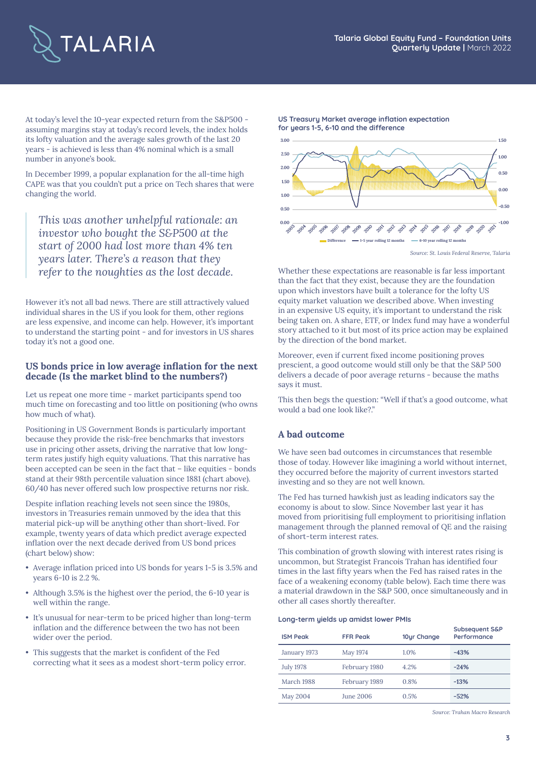At today's level the 10-year expected return from the S&P500 - assuming margins stay at today's record levels, the index holds its lofty valuation and the average sales growth of the last 20 years - is achieved is less than 4% nominal which is a small number in anyone's book.

In December 1999, a popular explanation for the all-time high CAPE was that you couldn't put a price on Tech shares that were changing the world.

> *This was another unhelpful rationale: an investor who bought the S&P500 at the start of 2000 had lost more than 4% ten years later. There's a reason that they refer to the noughties as the lost decade.*

However it's not all bad news. There are still attractively valued individual shares in the US if you look for them, other regions are less expensive, and income can help. However, it's important to understand the starting point - and for investors in US shares today it's not a good one.

## US bonds price in low average inflation for the next decade (Is the market blind to the numbers?)

Let us repeat one more time - market participants spend too much time on forecasting and too little on positioning (who owns how much of what).

Positioning in US Government Bonds is particularly important because they provide the risk-free benchmarks that investors use in pricing other assets, driving the narrative that low long-term rates justify high equity valuations. That this narrative has been accepted can be seen in the fact that – like equities - bonds stand at their 98th percentile valuation since 1881 (chart above). 60/40 has never offered such low prospective returns nor risk.

Despite inflation reaching levels not seen since the 1980s, investors in Treasuries remain unmoved by the idea that this material pick-up will be anything other than short-lived. For example, twenty years of data which predict average expected inflation over the next decade derived from US bond prices (chart below) show:

- Average inflation priced into US bonds for years 1-5 is 3.5% and years 6-10 is 2.2 %.
- Although 3.5% is the highest over the period, the 6-10 year is well within the range.
- It's unusual for near-term to be priced higher than long-term inflation and the difference between the two has not been wider over the period.
- This suggests that the market is confident of the Fed correcting what it sees as a modest short-term policy error.

**US Treasury Market average inflation expectation for years 1-5, 6-10 and the difference**

Source: St. Louis Federal Reserve, Talaria

Whether these expectations are reasonable is far less important than the fact that they exist, because they are the foundation upon which investors have built a tolerance for the lofty US equity market valuation we described above. When investing in an expensive US equity, it's important to understand the risk being taken on. A share, ETF, or Index fund may have a wonderful story attached to it but most of its price action may be explained by the direction of the bond market.

Moreover, even if current fixed income positioning proves prescient, a good outcome would still only be that the S&P 500 delivers a decade of poor average returns - because the maths says it must.

This then begs the question: "Well if that's a good outcome, what would a bad one look like?."

## A bad outcome

We have seen bad outcomes in circumstances that resemble those of today. However like imagining a world without internet, they occurred before the majority of current investors started investing and so they are not well known.

The Fed has turned hawkish just as leading indicators say the economy is about to slow. Since November last year it has moved from prioritising full employment to prioritising inflation management through the planned removal of QE and the raising of short-term interest rates.

This combination of growth slowing with interest rates rising is uncommon, but Strategist Francois Trahan has identified four times in the last fifty years when the Fed has raised rates in the face of a weakening economy (table below). Each time there was a material drawdown in the S&P 500, once simultaneously and in other all cases shortly thereafter.

**Long-term yields up amidst lower PMIs**

| ISM Peak | FFR Peak | 10yr Change | Subsequent S&P Performance |
|---|---|---|---|
| January 1973 | May 1974 | 1.0% | **-43%** |
| July 1978 | February 1980 | 4.2% | **-24%** |
| March 1988 | February 1989 | 0.8% | **-13%** |
| May 2004 | June 2006 | 0.5% | **-52%** |

*Source: Trahan Macro Research*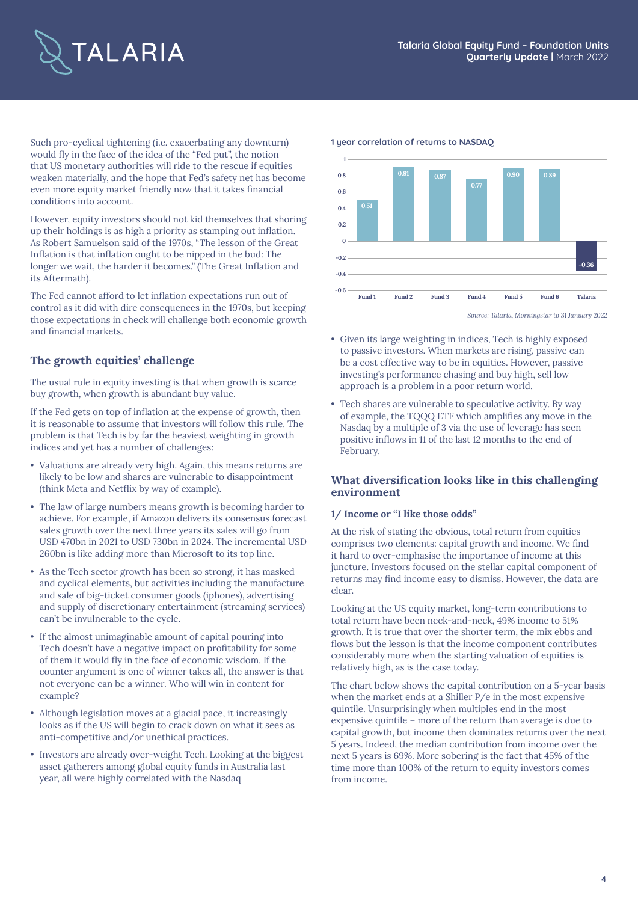Such pro-cyclical tightening (i.e. exacerbating any downturn) would fly in the face of the idea of the "Fed put", the notion that US monetary authorities will ride to the rescue if equities weaken materially, and the hope that Fed's safety net has become even more equity market friendly now that it takes financial conditions into account.

However, equity investors should not kid themselves that shoring up their holdings is as high a priority as stamping out inflation. As Robert Samuelson said of the 1970s, "The lesson of the Great Inflation is that inflation ought to be nipped in the bud: The longer we wait, the harder it becomes." (The Great Inflation and its Aftermath).

The Fed cannot afford to let inflation expectations run out of control as it did with dire consequences in the 1970s, but keeping those expectations in check will challenge both economic growth and financial markets.

## The growth equities' challenge

The usual rule in equity investing is that when growth is scarce buy growth, when growth is abundant buy value.

If the Fed gets on top of inflation at the expense of growth, then it is reasonable to assume that investors will follow this rule. The problem is that Tech is by far the heaviest weighting in growth indices and yet has a number of challenges:

- Valuations are already very high. Again, this means returns are likely to be low and shares are vulnerable to disappointment (think Meta and Netflix by way of example).
- The law of large numbers means growth is becoming harder to achieve. For example, if Amazon delivers its consensus forecast sales growth over the next three years its sales will go from USD 470bn in 2021 to USD 730bn in 2024. The incremental USD 260bn is like adding more than Microsoft to its top line.
- As the Tech sector growth has been so strong, it has masked and cyclical elements, but activities including the manufacture and sale of big-ticket consumer goods (iphones), advertising and supply of discretionary entertainment (streaming services) can't be invulnerable to the cycle.
- If the almost unimaginable amount of capital pouring into Tech doesn't have a negative impact on profitability for some of them it would fly in the face of economic wisdom. If the counter argument is one of winner takes all, the answer is that not everyone can be a winner. Who will win in content for example?
- Although legislation moves at a glacial pace, it increasingly looks as if the US will begin to crack down on what it sees as anti-competitive and/or unethical practices.
- Investors are already over-weight Tech. Looking at the biggest asset gatherers among global equity funds in Australia last year, all were highly correlated with the Nasdaq

**1 year correlation of returns to NASDAQ**

| Fund | Correlation |
|---|---|
| Fund 1 | 0.51 |
| Fund 2 | 0.91 |
| Fund 3 | 0.87 |
| Fund 4 | 0.77 |
| Fund 5 | 0.90 |
| Fund 6 | 0.89 |
| Talaria | -0.36 |

*Source: Talaria, Morningstar to 31 January 2022*

- Given its large weighting in indices, Tech is highly exposed to passive investors. When markets are rising, passive can be a cost effective way to be in equities. However, passive investing's performance chasing and buy high, sell low approach is a problem in a poor return world.
- Tech shares are vulnerable to speculative activity. By way of example, the TQQQ ETF which amplifies any move in the Nasdaq by a multiple of 3 via the use of leverage has seen positive inflows in 11 of the last 12 months to the end of February.

## What diversification looks like in this challenging environment

### 1/ Income or "I like those odds"

At the risk of stating the obvious, total return from equities comprises two elements: capital growth and income. We find it hard to over-emphasise the importance of income at this juncture. Investors focused on the stellar capital component of returns may find income easy to dismiss. However, the data are clear.

Looking at the US equity market, long-term contributions to total return have been neck-and-neck, 49% income to 51% growth. It is true that over the shorter term, the mix ebbs and flows but the lesson is that the income component contributes considerably more when the starting valuation of equities is relatively high, as is the case today.

The chart below shows the capital contribution on a 5-year basis when the market ends at a Shiller P/e in the most expensive quintile. Unsurprisingly when multiples end in the most expensive quintile – more of the return than average is due to capital growth, but income then dominates returns over the next 5 years. Indeed, the median contribution from income over the next 5 years is 69%. More sobering is the fact that 45% of the time more than 100% of the return to equity investors comes from income.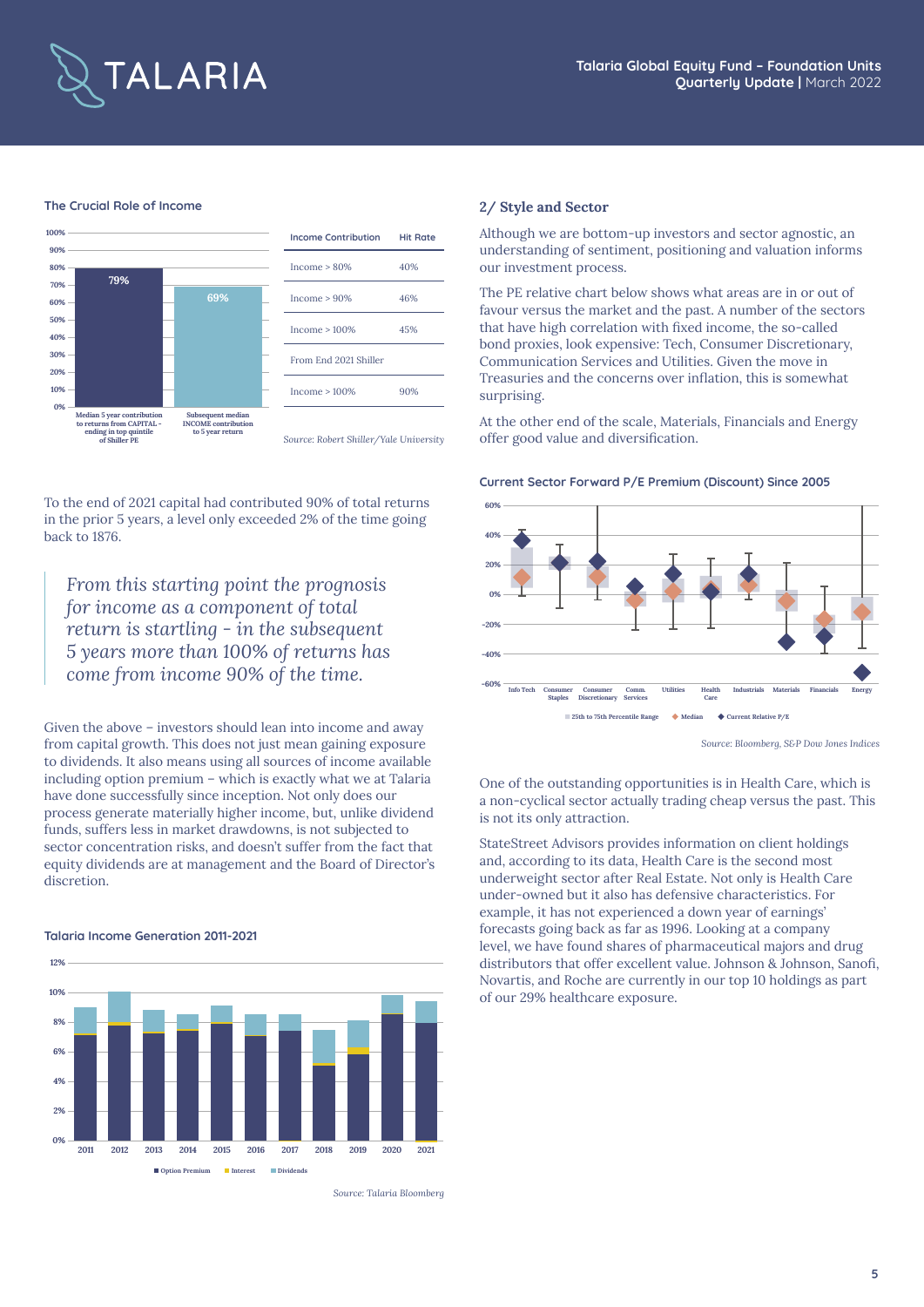### The Crucial Role of Income

| Income Contribution | Hit Rate |
| --- | --- |
| Income > 80% | 40% |
| Income > 90% | 46% |
| Income > 100% | 45% |
| From End 2021 Shiller | |
| Income > 100% | 90% |

Median 5 year contribution to returns from CAPITAL - ending in top quintile of Shiller PE: 79%

Subsequent median INCOME contribution to 5 year return: 69%

*Source: Robert Shiller/Yale University*

To the end of 2021 capital had contributed 90% of total returns in the prior 5 years, a level only exceeded 2% of the time going back to 1876.

> *From this starting point the prognosis for income as a component of total return is startling - in the subsequent 5 years more than 100% of returns has come from income 90% of the time.*

Given the above – investors should lean into income and away from capital growth. This does not just mean gaining exposure to dividends. It also means using all sources of income available including option premium – which is exactly what we at Talaria have done successfully since inception. Not only does our process generate materially higher income, but, unlike dividend funds, suffers less in market drawdowns, is not subjected to sector concentration risks, and doesn't suffer from the fact that equity dividends are at management and the Board of Director's discretion.

### Talaria Income Generation 2011-2021

Option Premium / Interest / Dividends (2011–2021)

*Source: Talaria Bloomberg*

## 2/ Style and Sector

Although we are bottom-up investors and sector agnostic, an understanding of sentiment, positioning and valuation informs our investment process.

The PE relative chart below shows what areas are in or out of favour versus the market and the past. A number of the sectors that have high correlation with fixed income, the so-called bond proxies, look expensive: Tech, Consumer Discretionary, Communication Services and Utilities. Given the move in Treasuries and the concerns over inflation, this is somewhat surprising.

At the other end of the scale, Materials, Financials and Energy offer good value and diversification.

### Current Sector Forward P/E Premium (Discount) Since 2005

Sectors: Info Tech, Consumer Staples, Consumer Discretionary, Comm. Services, Utilities, Health Care, Industrials, Materials, Financials, Energy

25th to 75th Percentile Range / Median / Current Relative P/E

*Source: Bloomberg, S&P Dow Jones Indices*

One of the outstanding opportunities is in Health Care, which is a non-cyclical sector actually trading cheap versus the past. This is not its only attraction.

StateStreet Advisors provides information on client holdings and, according to its data, Health Care is the second most underweight sector after Real Estate. Not only is Health Care under-owned but it also has defensive characteristics. For example, it has not experienced a down year of earnings' forecasts going back as far as 1996. Looking at a company level, we have found shares of pharmaceutical majors and drug distributors that offer excellent value. Johnson & Johnson, Sanofi, Novartis, and Roche are currently in our top 10 holdings as part of our 29% healthcare exposure.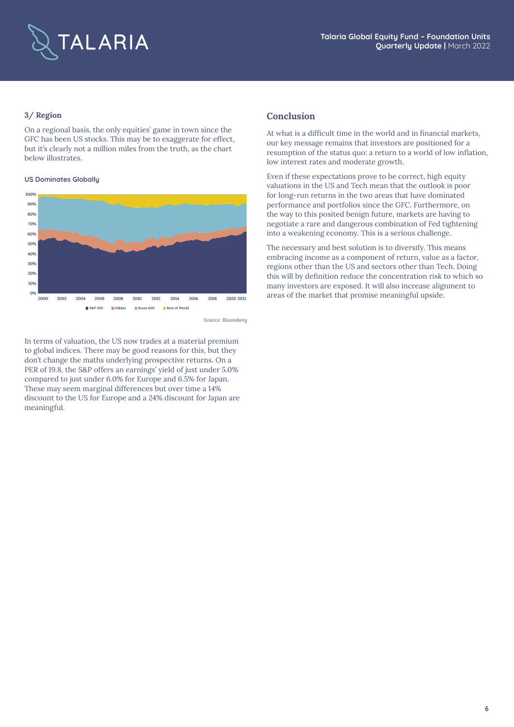### 3/ Region

On a regional basis, the only equities' game in town since the GFC has been US stocks. This may be to exaggerate for effect, but it's clearly not a million miles from the truth, as the chart below illustrates.

**US Dominates Globally**

*Source: Bloomberg*

In terms of valuation, the US now trades at a material premium to global indices. There may be good reasons for this, but they don't change the maths underlying prospective returns. On a PER of 19.8, the S&P offers an earnings' yield of just under 5.0% compared to just under 6.0% for Europe and 6.5% for Japan. These may seem marginal differences but over time a 14% discount to the US for Europe and a 24% discount for Japan are meaningful.

## Conclusion

At what is a difficult time in the world and in financial markets, our key message remains that investors are positioned for a resumption of the status quo: a return to a world of low inflation, low interest rates and moderate growth.

Even if these expectations prove to be correct, high equity valuations in the US and Tech mean that the outlook is poor for long-run returns in the two areas that have dominated performance and portfolios since the GFC. Furthermore, on the way to this posited benign future, markets are having to negotiate a rare and dangerous combination of Fed tightening into a weakening economy. This is a serious challenge.

The necessary and best solution is to diversify. This means embracing income as a component of return, value as a factor, regions other than the US and sectors other than Tech. Doing this will by definition reduce the concentration risk to which so many investors are exposed. It will also increase alignment to areas of the market that promise meaningful upside.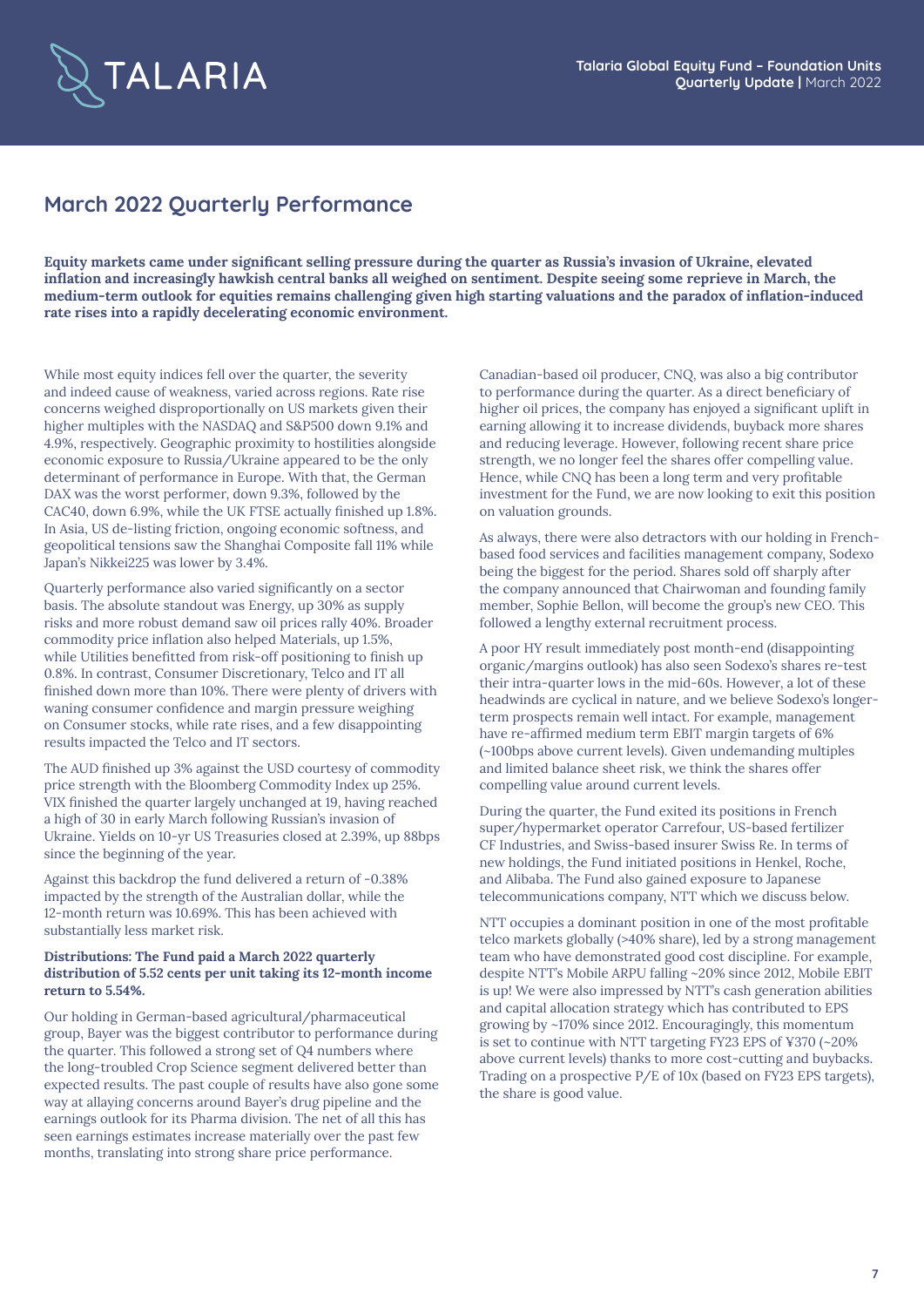## March 2022 Quarterly Performance

**Equity markets came under significant selling pressure during the quarter as Russia's invasion of Ukraine, elevated inflation and increasingly hawkish central banks all weighed on sentiment. Despite seeing some reprieve in March, the medium-term outlook for equities remains challenging given high starting valuations and the paradox of inflation-induced rate rises into a rapidly decelerating economic environment.**

While most equity indices fell over the quarter, the severity and indeed cause of weakness, varied across regions. Rate rise concerns weighed disproportionally on US markets given their higher multiples with the NASDAQ and S&P500 down 9.1% and 4.9%, respectively. Geographic proximity to hostilities alongside economic exposure to Russia/Ukraine appeared to be the only determinant of performance in Europe. With that, the German DAX was the worst performer, down 9.3%, followed by the CAC40, down 6.9%, while the UK FTSE actually finished up 1.8%. In Asia, US de-listing friction, ongoing economic softness, and geopolitical tensions saw the Shanghai Composite fall 11% while Japan's Nikkei225 was lower by 3.4%.

Quarterly performance also varied significantly on a sector basis. The absolute standout was Energy, up 30% as supply risks and more robust demand saw oil prices rally 40%. Broader commodity price inflation also helped Materials, up 1.5%, while Utilities benefitted from risk-off positioning to finish up 0.8%. In contrast, Consumer Discretionary, Telco and IT all finished down more than 10%. There were plenty of drivers with waning consumer confidence and margin pressure weighing on Consumer stocks, while rate rises, and a few disappointing results impacted the Telco and IT sectors.

The AUD finished up 3% against the USD courtesy of commodity price strength with the Bloomberg Commodity Index up 25%. VIX finished the quarter largely unchanged at 19, having reached a high of 30 in early March following Russian's invasion of Ukraine. Yields on 10-yr US Treasuries closed at 2.39%, up 88bps since the beginning of the year.

Against this backdrop the fund delivered a return of -0.38% impacted by the strength of the Australian dollar, while the 12-month return was 10.69%. This has been achieved with substantially less market risk.

**Distributions: The Fund paid a March 2022 quarterly distribution of 5.52 cents per unit taking its 12-month income return to 5.54%.**

Our holding in German-based agricultural/pharmaceutical group, Bayer was the biggest contributor to performance during the quarter. This followed a strong set of Q4 numbers where the long-troubled Crop Science segment delivered better than expected results. The past couple of results have also gone some way at allaying concerns around Bayer's drug pipeline and the earnings outlook for its Pharma division. The net of all this has seen earnings estimates increase materially over the past few months, translating into strong share price performance.

Canadian-based oil producer, CNQ, was also a big contributor to performance during the quarter. As a direct beneficiary of higher oil prices, the company has enjoyed a significant uplift in earning allowing it to increase dividends, buyback more shares and reducing leverage. However, following recent share price strength, we no longer feel the shares offer compelling value. Hence, while CNQ has been a long term and very profitable investment for the Fund, we are now looking to exit this position on valuation grounds.

As always, there were also detractors with our holding in French-based food services and facilities management company, Sodexo being the biggest for the period. Shares sold off sharply after the company announced that Chairwoman and founding family member, Sophie Bellon, will become the group's new CEO. This followed a lengthy external recruitment process.

A poor HY result immediately post month-end (disappointing organic/margins outlook) has also seen Sodexo's shares re-test their intra-quarter lows in the mid-60s. However, a lot of these headwinds are cyclical in nature, and we believe Sodexo's longer-term prospects remain well intact. For example, management have re-affirmed medium term EBIT margin targets of 6% (~100bps above current levels). Given undemanding multiples and limited balance sheet risk, we think the shares offer compelling value around current levels.

During the quarter, the Fund exited its positions in French super/hypermarket operator Carrefour, US-based fertilizer CF Industries, and Swiss-based insurer Swiss Re. In terms of new holdings, the Fund initiated positions in Henkel, Roche, and Alibaba. The Fund also gained exposure to Japanese telecommunications company, NTT which we discuss below.

NTT occupies a dominant position in one of the most profitable telco markets globally (>40% share), led by a strong management team who have demonstrated good cost discipline. For example, despite NTT's Mobile ARPU falling ~20% since 2012, Mobile EBIT is up! We were also impressed by NTT's cash generation abilities and capital allocation strategy which has contributed to EPS growing by ~170% since 2012. Encouragingly, this momentum is set to continue with NTT targeting FY23 EPS of ¥370 (~20% above current levels) thanks to more cost-cutting and buybacks. Trading on a prospective P/E of 10x (based on FY23 EPS targets), the share is good value.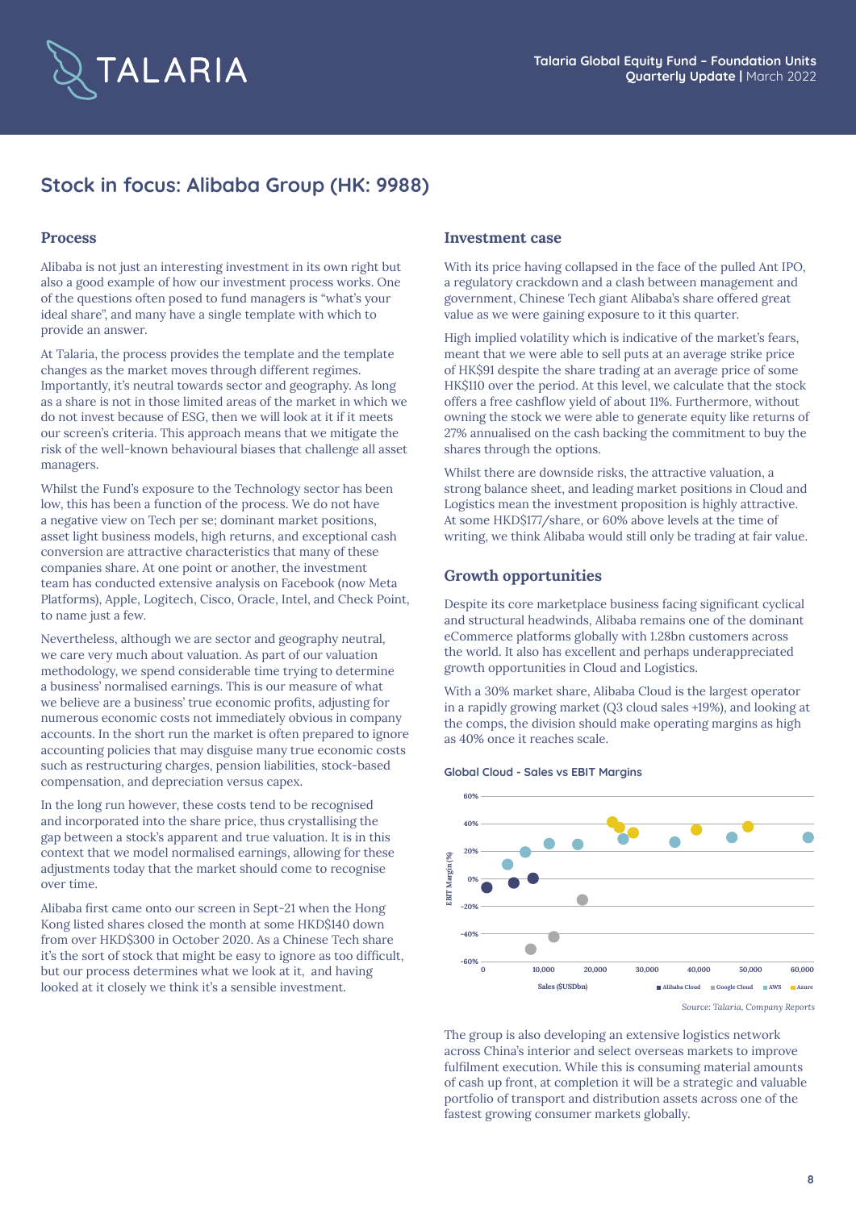## Stock in focus: Alibaba Group (HK: 9988)

### Process

Alibaba is not just an interesting investment in its own right but also a good example of how our investment process works. One of the questions often posed to fund managers is "what's your ideal share", and many have a single template with which to provide an answer.

At Talaria, the process provides the template and the template changes as the market moves through different regimes. Importantly, it's neutral towards sector and geography. As long as a share is not in those limited areas of the market in which we do not invest because of ESG, then we will look at it if it meets our screen's criteria. This approach means that we mitigate the risk of the well-known behavioural biases that challenge all asset managers.

Whilst the Fund's exposure to the Technology sector has been low, this has been a function of the process. We do not have a negative view on Tech per se; dominant market positions, asset light business models, high returns, and exceptional cash conversion are attractive characteristics that many of these companies share. At one point or another, the investment team has conducted extensive analysis on Facebook (now Meta Platforms), Apple, Logitech, Cisco, Oracle, Intel, and Check Point, to name just a few.

Nevertheless, although we are sector and geography neutral, we care very much about valuation. As part of our valuation methodology, we spend considerable time trying to determine a business' normalised earnings. This is our measure of what we believe are a business' true economic profits, adjusting for numerous economic costs not immediately obvious in company accounts. In the short run the market is often prepared to ignore accounting policies that may disguise many true economic costs such as restructuring charges, pension liabilities, stock-based compensation, and depreciation versus capex.

In the long run however, these costs tend to be recognised and incorporated into the share price, thus crystallising the gap between a stock's apparent and true valuation. It is in this context that we model normalised earnings, allowing for these adjustments today that the market should come to recognise over time.

Alibaba first came onto our screen in Sept-21 when the Hong Kong listed shares closed the month at some HKD$140 down from over HKD$300 in October 2020. As a Chinese Tech share it's the sort of stock that might be easy to ignore as too difficult, but our process determines what we look at it, and having looked at it closely we think it's a sensible investment.

### Investment case

With its price having collapsed in the face of the pulled Ant IPO, a regulatory crackdown and a clash between management and government, Chinese Tech giant Alibaba's share offered great value as we were gaining exposure to it this quarter.

High implied volatility which is indicative of the market's fears, meant that we were able to sell puts at an average strike price of HK$91 despite the share trading at an average price of some HK$110 over the period. At this level, we calculate that the stock offers a free cashflow yield of about 11%. Furthermore, without owning the stock we were able to generate equity like returns of 27% annualised on the cash backing the commitment to buy the shares through the options.

Whilst there are downside risks, the attractive valuation, a strong balance sheet, and leading market positions in Cloud and Logistics mean the investment proposition is highly attractive. At some HKD$177/share, or 60% above levels at the time of writing, we think Alibaba would still only be trading at fair value.

### Growth opportunities

Despite its core marketplace business facing significant cyclical and structural headwinds, Alibaba remains one of the dominant eCommerce platforms globally with 1.28bn customers across the world. It also has excellent and perhaps underappreciated growth opportunities in Cloud and Logistics.

With a 30% market share, Alibaba Cloud is the largest operator in a rapidly growing market (Q3 cloud sales +19%), and looking at the comps, the division should make operating margins as high as 40% once it reaches scale.

**Global Cloud - Sales vs EBIT Margins**

*Source: Talaria, Company Reports*

The group is also developing an extensive logistics network across China's interior and select overseas markets to improve fulfilment execution. While this is consuming material amounts of cash up front, at completion it will be a strategic and valuable portfolio of transport and distribution assets across one of the fastest growing consumer markets globally.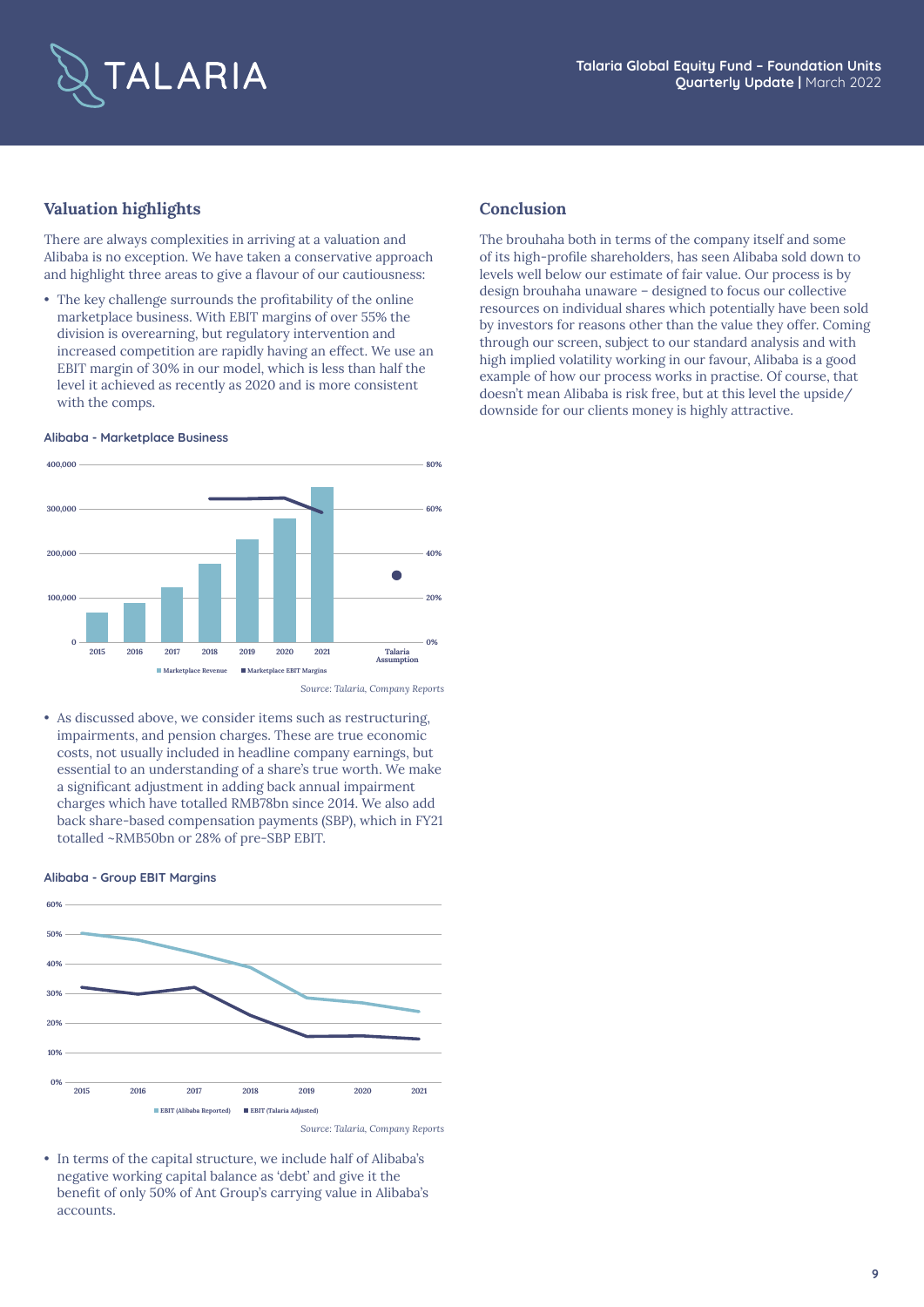## Valuation highlights

There are always complexities in arriving at a valuation and Alibaba is no exception. We have taken a conservative approach and highlight three areas to give a flavour of our cautiousness:

- The key challenge surrounds the profitability of the online marketplace business. With EBIT margins of over 55% the division is overearning, but regulatory intervention and increased competition are rapidly having an effect. We use an EBIT margin of 30% in our model, which is less than half the level it achieved as recently as 2020 and is more consistent with the comps.

**Alibaba - Marketplace Business**

*Source: Talaria, Company Reports*

- As discussed above, we consider items such as restructuring, impairments, and pension charges. These are true economic costs, not usually included in headline company earnings, but essential to an understanding of a share's true worth. We make a significant adjustment in adding back annual impairment charges which have totalled RMB78bn since 2014. We also add back share-based compensation payments (SBP), which in FY21 totalled ~RMB50bn or 28% of pre-SBP EBIT.

**Alibaba - Group EBIT Margins**

*Source: Talaria, Company Reports*

- In terms of the capital structure, we include half of Alibaba's negative working capital balance as 'debt' and give it the benefit of only 50% of Ant Group's carrying value in Alibaba's accounts.

## Conclusion

The brouhaha both in terms of the company itself and some of its high-profile shareholders, has seen Alibaba sold down to levels well below our estimate of fair value. Our process is by design brouhaha unaware – designed to focus our collective resources on individual shares which potentially have been sold by investors for reasons other than the value they offer. Coming through our screen, subject to our standard analysis and with high implied volatility working in our favour, Alibaba is a good example of how our process works in practise. Of course, that doesn't mean Alibaba is risk free, but at this level the upside/downside for our clients money is highly attractive.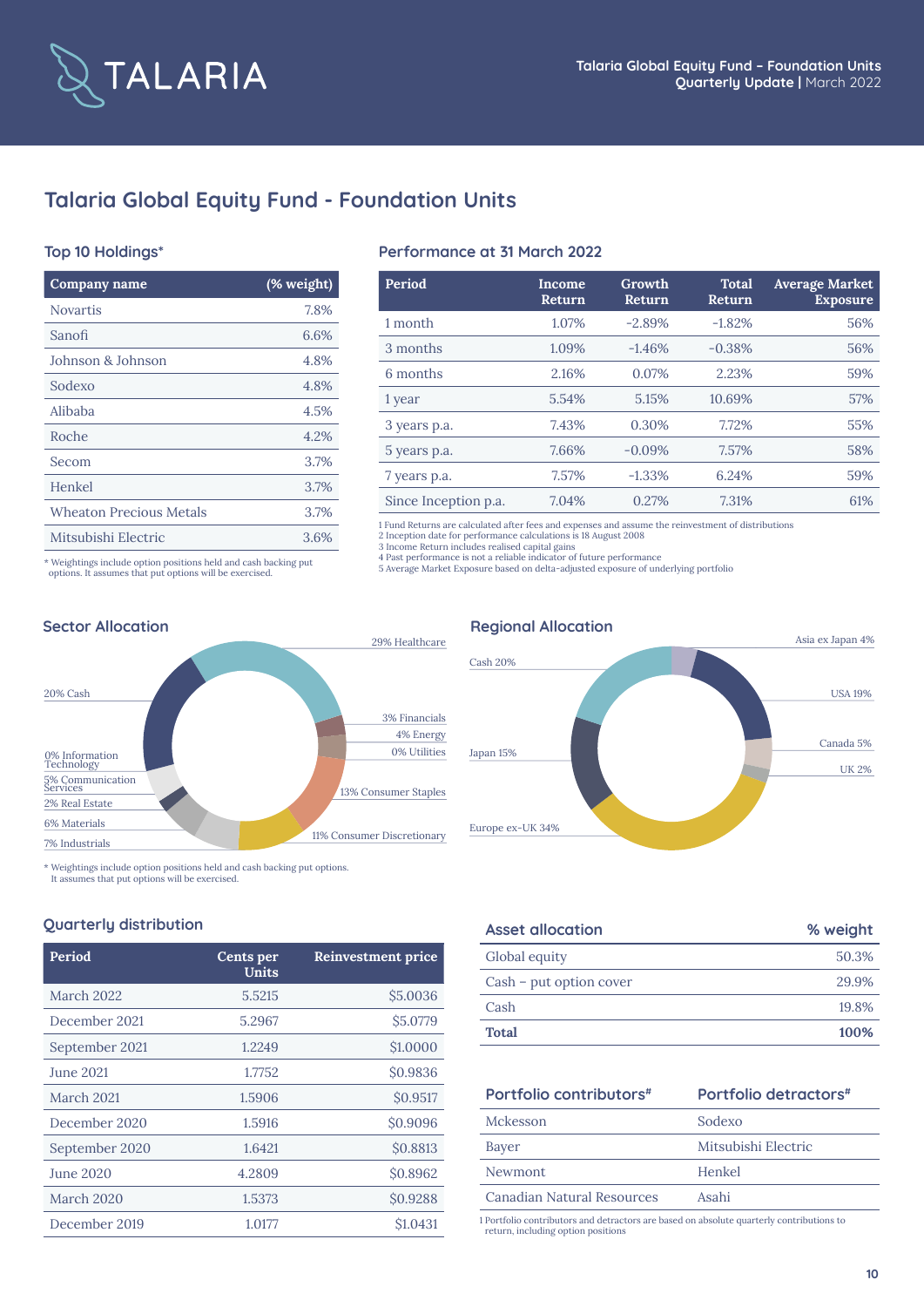# Talaria Global Equity Fund - Foundation Units

## Top 10 Holdings*

| Company name | (% weight) |
|---|---|
| Novartis | 7.8% |
| Sanofi | 6.6% |
| Johnson & Johnson | 4.8% |
| Sodexo | 4.8% |
| Alibaba | 4.5% |
| Roche | 4.2% |
| Secom | 3.7% |
| Henkel | 3.7% |
| Wheaton Precious Metals | 3.7% |
| Mitsubishi Electric | 3.6% |

\* Weightings include option positions held and cash backing put options. It assumes that put options will be exercised.

## Performance at 31 March 2022

| Period | Income Return | Growth Return | Total Return | Average Market Exposure |
|---|---|---|---|---|
| 1 month | 1.07% | -2.89% | -1.82% | 56% |
| 3 months | 1.09% | -1.46% | -0.38% | 56% |
| 6 months | 2.16% | 0.07% | 2.23% | 59% |
| 1 year | 5.54% | 5.15% | 10.69% | 57% |
| 3 years p.a. | 7.43% | 0.30% | 7.72% | 55% |
| 5 years p.a. | 7.66% | -0.09% | 7.57% | 58% |
| 7 years p.a. | 7.57% | -1.33% | 6.24% | 59% |
| Since Inception p.a. | 7.04% | 0.27% | 7.31% | 61% |

1 Fund Returns are calculated after fees and expenses and assume the reinvestment of distributions
2 Inception date for performance calculations is 18 August 2008
3 Income Return includes realised capital gains
4 Past performance is not a reliable indicator of future performance
5 Average Market Exposure based on delta-adjusted exposure of underlying portfolio

## Sector Allocation

| Sector | % |
|---|---|
| Healthcare | 29% |
| Financials | 3% |
| Energy | 4% |
| Utilities | 0% |
| Consumer Staples | 13% |
| Consumer Discretionary | 11% |
| Industrials | 7% |
| Materials | 6% |
| Real Estate | 2% |
| Communication Services | 5% |
| Information Technology | 0% |
| Cash | 20% |

\* Weightings include option positions held and cash backing put options. It assumes that put options will be exercised.

## Regional Allocation

| Region | % |
|---|---|
| Asia ex Japan | 4% |
| USA | 19% |
| Canada | 5% |
| UK | 2% |
| Europe ex-UK | 34% |
| Japan | 15% |
| Cash | 20% |

## Quarterly distribution

| Period | Cents per Units | Reinvestment price |
|---|---|---|
| March 2022 | 5.5215 | $5.0036 |
| December 2021 | 5.2967 | $5.0779 |
| September 2021 | 1.2249 | $1.0000 |
| June 2021 | 1.7752 | $0.9836 |
| March 2021 | 1.5906 | $0.9517 |
| December 2020 | 1.5916 | $0.9096 |
| September 2020 | 1.6421 | $0.8813 |
| June 2020 | 4.2809 | $0.8962 |
| March 2020 | 1.5373 | $0.9288 |
| December 2019 | 1.0177 | $1.0431 |

## Asset allocation

| Asset allocation | % weight |
|---|---|
| Global equity | 50.3% |
| Cash – put option cover | 29.9% |
| Cash | 19.8% |
| **Total** | **100%** |

| Portfolio contributors# | Portfolio detractors# |
|---|---|
| Mckesson | Sodexo |
| Bayer | Mitsubishi Electric |
| Newmont | Henkel |
| Canadian Natural Resources | Asahi |

1 Portfolio contributors and detractors are based on absolute quarterly contributions to return, including option positions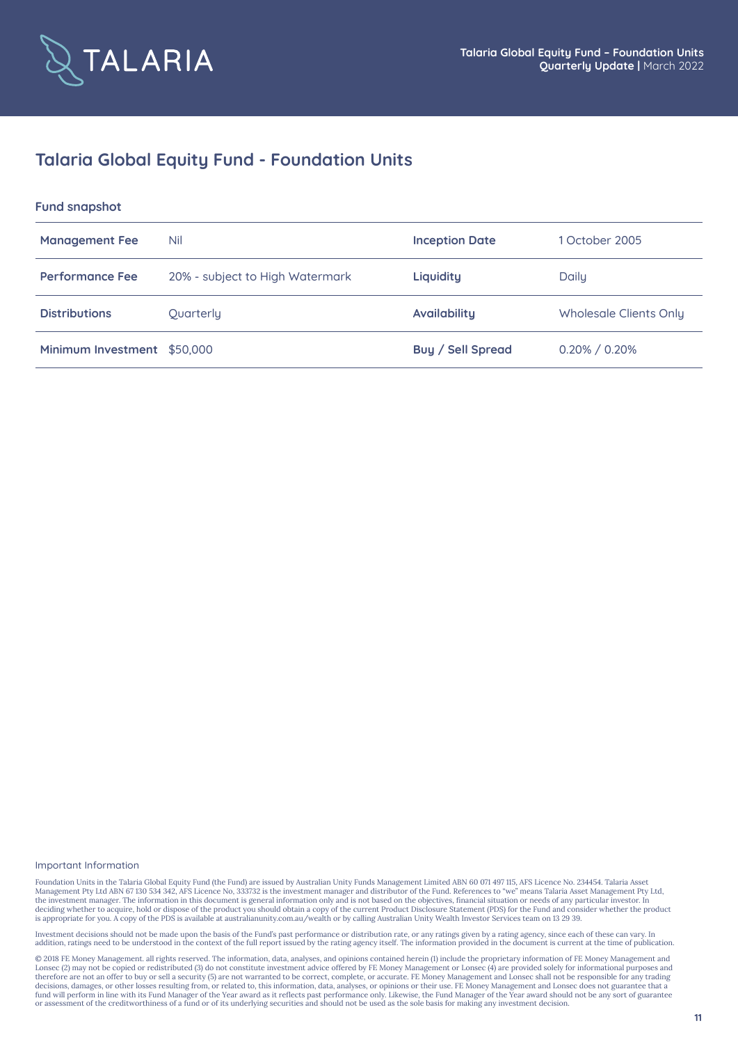# Talaria Global Equity Fund - Foundation Units

## Fund snapshot

| | | | |
|---|---|---|---|
| **Management Fee** | Nil | **Inception Date** | 1 October 2005 |
| **Performance Fee** | 20% - subject to High Watermark | **Liquidity** | Daily |
| **Distributions** | Quarterly | **Availability** | Wholesale Clients Only |
| **Minimum Investment** | $50,000 | **Buy / Sell Spread** | 0.20% / 0.20% |

Important Information

Foundation Units in the Talaria Global Equity Fund (the Fund) are issued by Australian Unity Funds Management Limited ABN 60 071 497 115, AFS Licence No. 234454. Talaria Asset Management Pty Ltd ABN 67 130 534 342, AFS Licence No, 333732 is the investment manager and distributor of the Fund. References to "we" means Talaria Asset Management Pty Ltd, the investment manager. The information in this document is general information only and is not based on the objectives, financial situation or needs of any particular investor. In deciding whether to acquire, hold or dispose of the product you should obtain a copy of the current Product Disclosure Statement (PDS) for the Fund and consider whether the product is appropriate for you. A copy of the PDS is available at australianunity.com.au/wealth or by calling Australian Unity Wealth Investor Services team on 13 29 39.

Investment decisions should not be made upon the basis of the Fund's past performance or distribution rate, or any ratings given by a rating agency, since each of these can vary. In addition, ratings need to be understood in the context of the full report issued by the rating agency itself. The information provided in the document is current at the time of publication.

© 2018 FE Money Management. all rights reserved. The information, data, analyses, and opinions contained herein (1) include the proprietary information of FE Money Management and Lonsec (2) may not be copied or redistributed (3) do not constitute investment advice offered by FE Money Management or Lonsec (4) are provided solely for informational purposes and therefore are not an offer to buy or sell a security (5) are not warranted to be correct, complete, or accurate. FE Money Management and Lonsec shall not be responsible for any trading decisions, damages, or other losses resulting from, or related to, this information, data, analyses, or opinions or their use. FE Money Management and Lonsec does not guarantee that a fund will perform in line with its Fund Manager of the Year award as it reflects past performance only. Likewise, the Fund Manager of the Year award should not be any sort of guarantee or assessment of the creditworthiness of a fund or of its underlying securities and should not be used as the sole basis for making any investment decision.